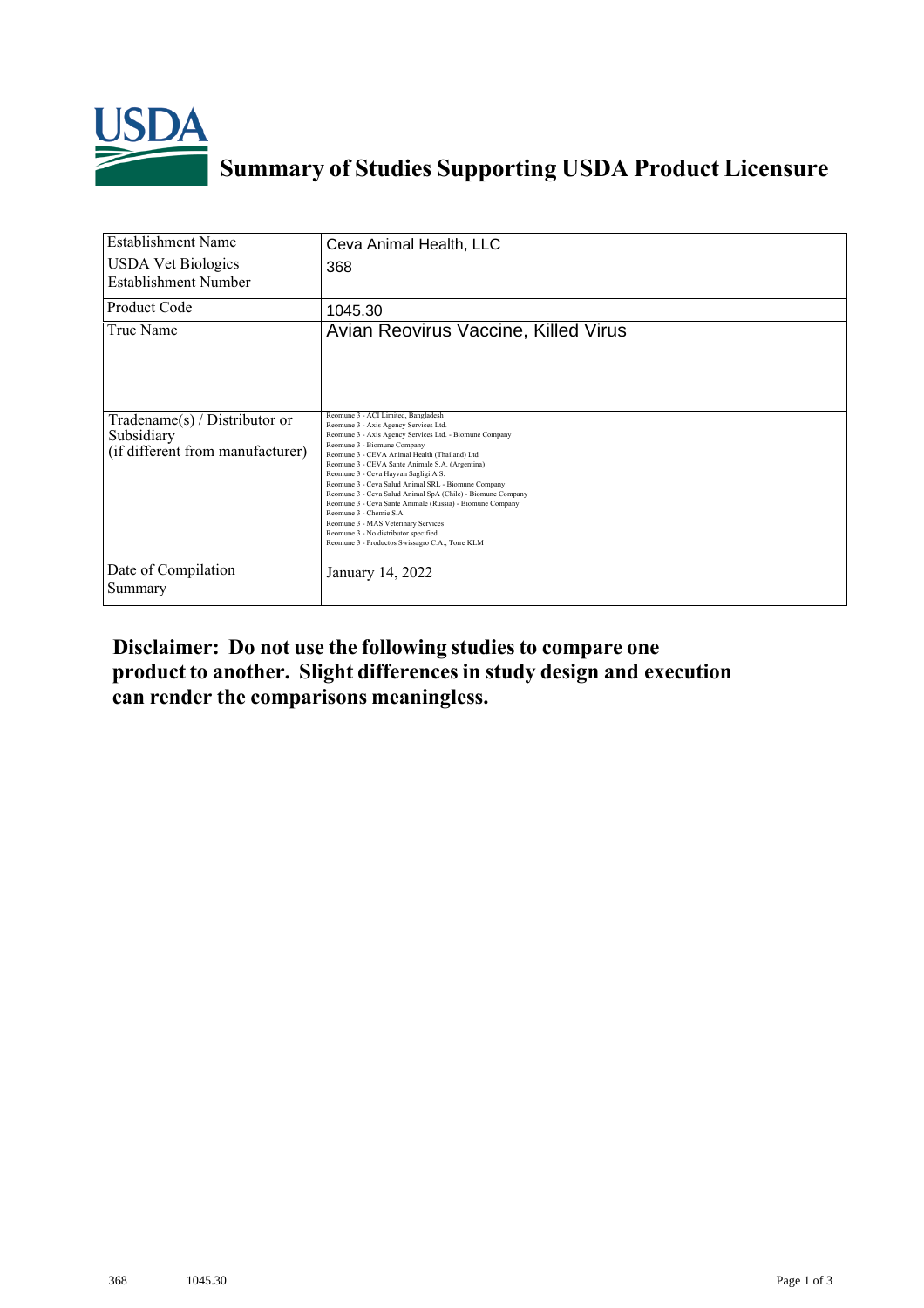# Summary of Studies Supporting USDA Product Licensure

| Establishment Name | Ceva Animal Health, LLC |
|---|---|
| USDA Vet Biologics Establishment Number | 368 |
| Product Code | 1045.30 |
| True Name | Avian Reovirus Vaccine, Killed Virus |
| Tradename(s) / Distributor or Subsidiary (if different from manufacturer) | Reomune 3 - ACI Limited, Bangladesh<br>Reomune 3 - Axis Agency Services Ltd.<br>Reomune 3 - Axis Agency Services Ltd. - Biomune Company<br>Reomune 3 - Biomune Company<br>Reomune 3 - CEVA Animal Health (Thailand) Ltd<br>Reomune 3 - CEVA Sante Animale S.A. (Argentina)<br>Reomune 3 - Ceva Hayvan Sagligi A.S.<br>Reomune 3 - Ceva Salud Animal SRL - Biomune Company<br>Reomune 3 - Ceva Salud Animal SpA (Chile) - Biomune Company<br>Reomune 3 - Ceva Sante Animale (Russia) - Biomune Company<br>Reomune 3 - Chemie S.A.<br>Reomune 3 - MAS Veterinary Services<br>Reomune 3 - No distributor specified<br>Reomune 3 - Productos Swissagro C.A., Torre KLM |
| Date of Compilation Summary | January 14, 2022 |

**Disclaimer: Do not use the following studies to compare one product to another. Slight differences in study design and execution can render the comparisons meaningless.**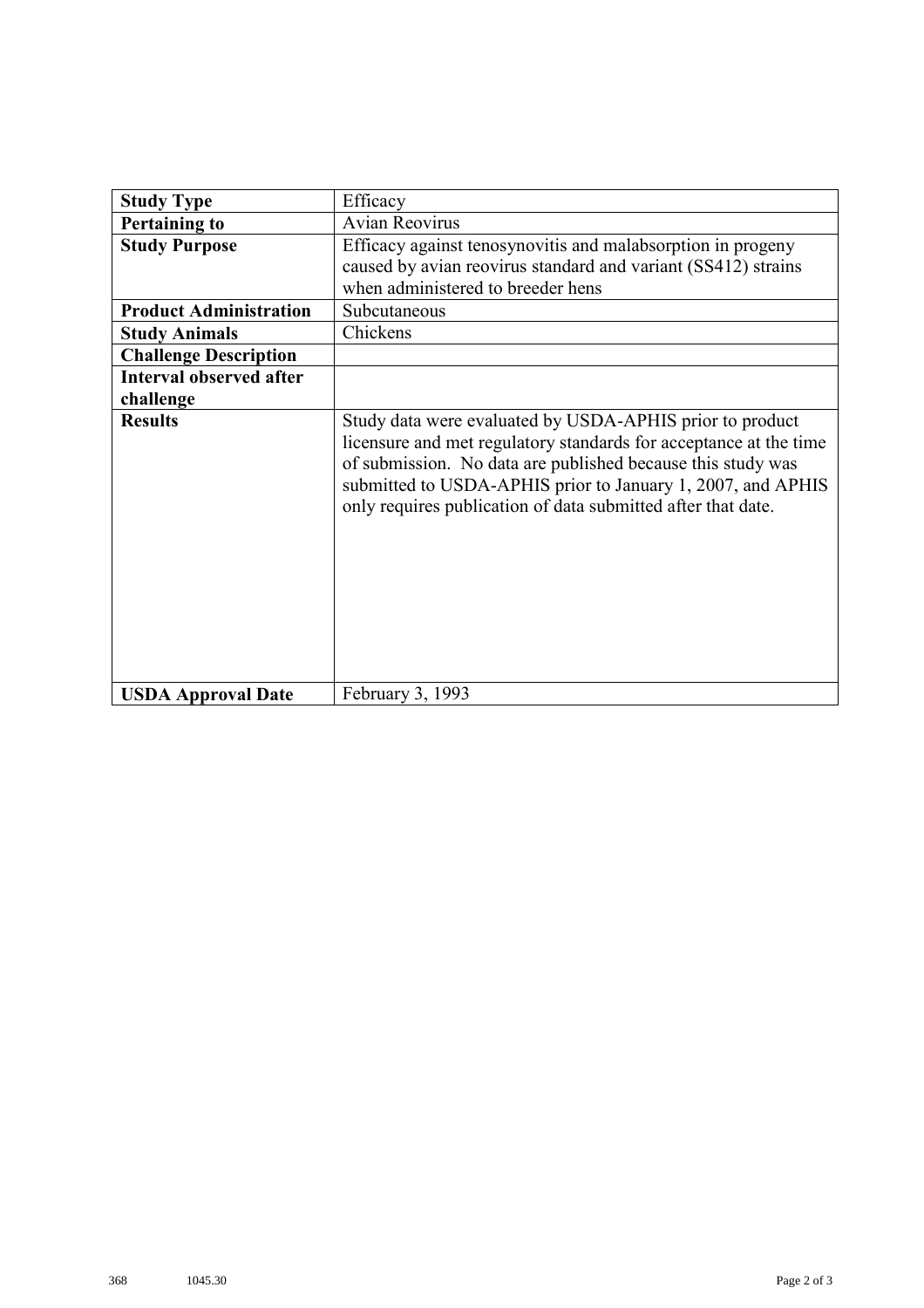| Study Type | Efficacy |
| --- | --- |
| **Pertaining to** | Avian Reovirus |
| **Study Purpose** | Efficacy against tenosynovitis and malabsorption in progeny caused by avian reovirus standard and variant (SS412) strains when administered to breeder hens |
| **Product Administration** | Subcutaneous |
| **Study Animals** | Chickens |
| **Challenge Description** | |
| **Interval observed after challenge** | |
| **Results** | Study data were evaluated by USDA-APHIS prior to product licensure and met regulatory standards for acceptance at the time of submission. No data are published because this study was submitted to USDA-APHIS prior to January 1, 2007, and APHIS only requires publication of data submitted after that date. |
| **USDA Approval Date** | February 3, 1993 |

368 1045.30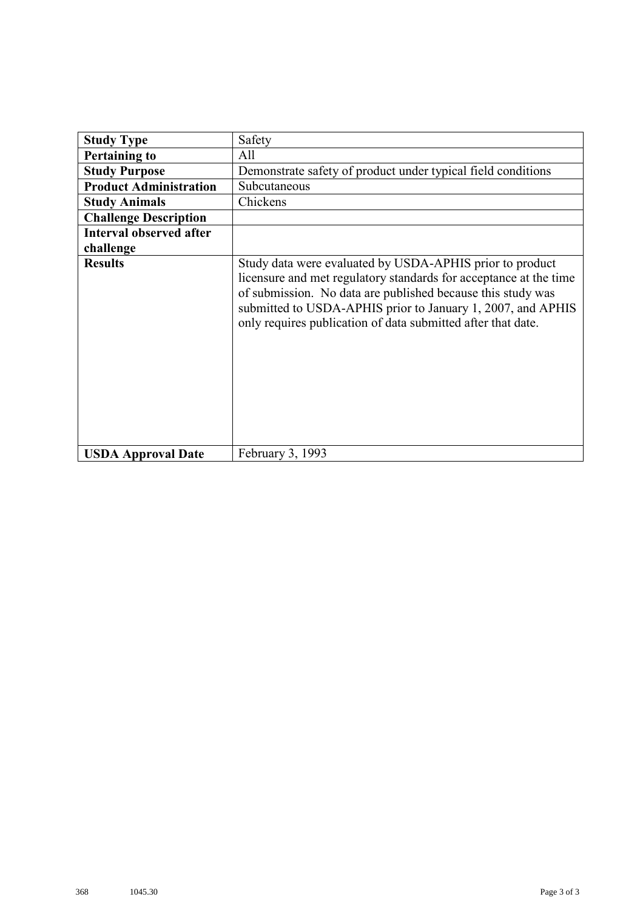| | |
|---|---|
| **Study Type** | Safety |
| **Pertaining to** | All |
| **Study Purpose** | Demonstrate safety of product under typical field conditions |
| **Product Administration** | Subcutaneous |
| **Study Animals** | Chickens |
| **Challenge Description** | |
| **Interval observed after challenge** | |
| **Results** | Study data were evaluated by USDA-APHIS prior to product licensure and met regulatory standards for acceptance at the time of submission. No data are published because this study was submitted to USDA-APHIS prior to January 1, 2007, and APHIS only requires publication of data submitted after that date. |
| **USDA Approval Date** | February 3, 1993 |

368 1045.30